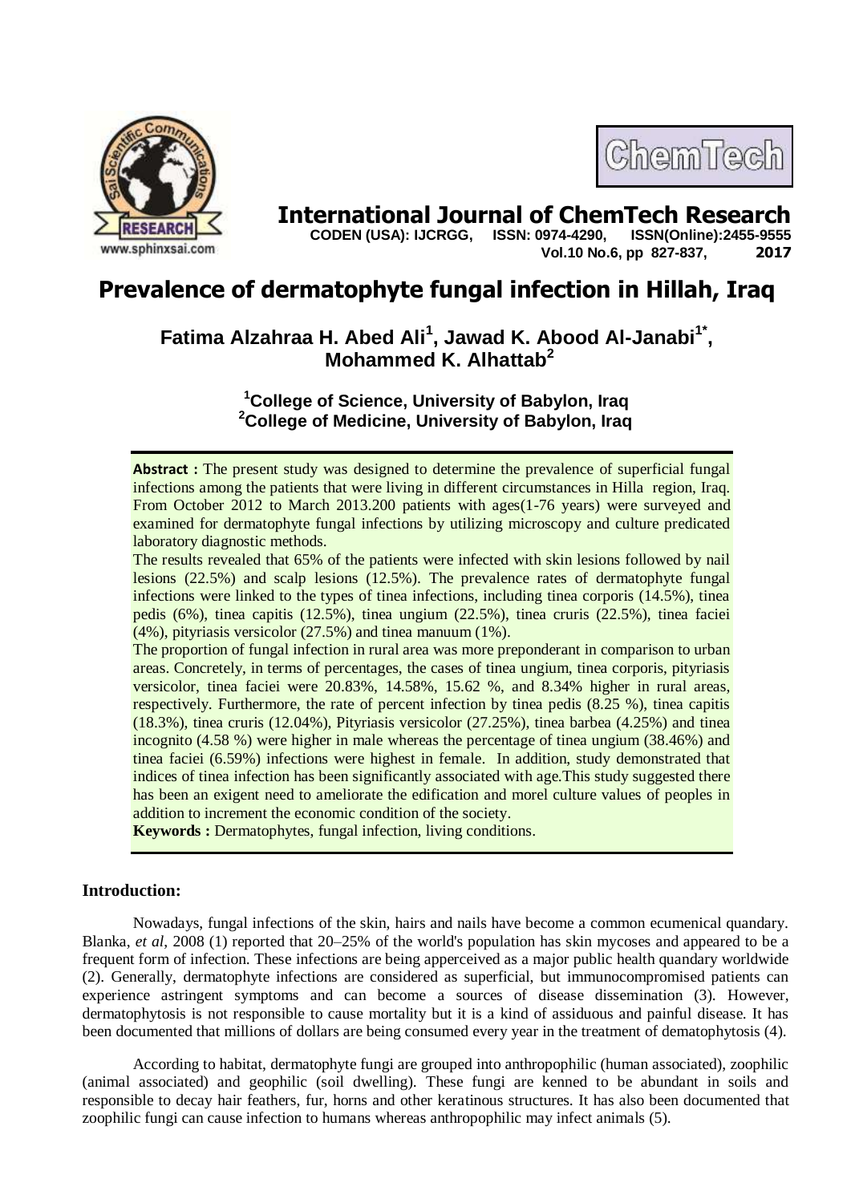# International Journal of ChemTech Research

**CODEN (USA): IJCRGG, ISSN: 0974-4290, ISSN(Online):2455-9555**
**Vol.10 No.6, pp 827-837, 2017**

# Prevalence of dermatophyte fungal infection in Hillah, Iraq

**Fatima Alzahraa H. Abed Ali[1], Jawad K. Abood Al-Janabi[1*], Mohammed K. Alhattab[2]**

[1]College of Science, University of Babylon, Iraq
[2]College of Medicine, University of Babylon, Iraq

**Abstract :** The present study was designed to determine the prevalence of superficial fungal infections among the patients that were living in different circumstances in Hilla region, Iraq. From October 2012 to March 2013.200 patients with ages(1-76 years) were surveyed and examined for dermatophyte fungal infections by utilizing microscopy and culture predicated laboratory diagnostic methods.

The results revealed that 65% of the patients were infected with skin lesions followed by nail lesions (22.5%) and scalp lesions (12.5%). The prevalence rates of dermatophyte fungal infections were linked to the types of tinea infections, including tinea corporis (14.5%), tinea pedis (6%), tinea capitis (12.5%), tinea ungium (22.5%), tinea cruris (22.5%), tinea faciei (4%), pityriasis versicolor (27.5%) and tinea manuum (1%).

The proportion of fungal infection in rural area was more preponderant in comparison to urban areas. Concretely, in terms of percentages, the cases of tinea ungium, tinea corporis, pityriasis versicolor, tinea faciei were 20.83%, 14.58%, 15.62 %, and 8.34% higher in rural areas, respectively. Furthermore, the rate of percent infection by tinea pedis (8.25 %), tinea capitis (18.3%), tinea cruris (12.04%), Pityriasis versicolor (27.25%), tinea barbea (4.25%) and tinea incognito (4.58 %) were higher in male whereas the percentage of tinea ungium (38.46%) and tinea faciei (6.59%) infections were highest in female. In addition, study demonstrated that indices of tinea infection has been significantly associated with age.This study suggested there has been an exigent need to ameliorate the edification and morel culture values of peoples in addition to increment the economic condition of the society.

**Keywords :** Dermatophytes, fungal infection, living conditions.

## Introduction:

Nowadays, fungal infections of the skin, hairs and nails have become a common ecumenical quandary. Blanka, *et al*, 2008 (1) reported that 20–25% of the world's population has skin mycoses and appeared to be a frequent form of infection. These infections are being apperceived as a major public health quandary worldwide (2). Generally, dermatophyte infections are considered as superficial, but immunocompromised patients can experience astringent symptoms and can become a sources of disease dissemination (3). However, dermatophytosis is not responsible to cause mortality but it is a kind of assiduous and painful disease. It has been documented that millions of dollars are being consumed every year in the treatment of dematophytosis (4).

According to habitat, dermatophyte fungi are grouped into anthropophilic (human associated), zoophilic (animal associated) and geophilic (soil dwelling). These fungi are kenned to be abundant in soils and responsible to decay hair feathers, fur, horns and other keratinous structures. It has also been documented that zoophilic fungi can cause infection to humans whereas anthropophilic may infect animals (5).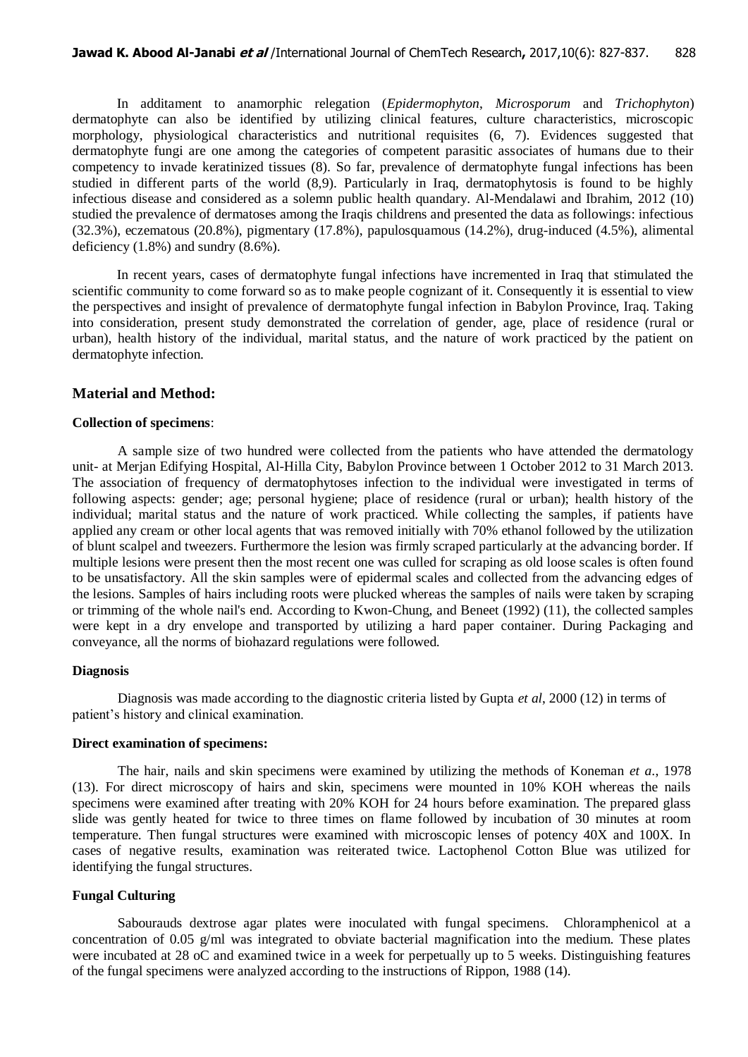In additament to anamorphic relegation (*Epidermophyton*, *Microsporum* and *Trichophyton*) dermatophyte can also be identified by utilizing clinical features, culture characteristics, microscopic morphology, physiological characteristics and nutritional requisites (6, 7). Evidences suggested that dermatophyte fungi are one among the categories of competent parasitic associates of humans due to their competency to invade keratinized tissues (8). So far, prevalence of dermatophyte fungal infections has been studied in different parts of the world (8,9). Particularly in Iraq, dermatophytosis is found to be highly infectious disease and considered as a solemn public health quandary. Al-Mendalawi and Ibrahim, 2012 (10) studied the prevalence of dermatoses among the Iraqis childrens and presented the data as followings: infectious (32.3%), eczematous (20.8%), pigmentary (17.8%), papulosquamous (14.2%), drug-induced (4.5%), alimental deficiency (1.8%) and sundry (8.6%).

In recent years, cases of dermatophyte fungal infections have incremented in Iraq that stimulated the scientific community to come forward so as to make people cognizant of it. Consequently it is essential to view the perspectives and insight of prevalence of dermatophyte fungal infection in Babylon Province, Iraq. Taking into consideration, present study demonstrated the correlation of gender, age, place of residence (rural or urban), health history of the individual, marital status, and the nature of work practiced by the patient on dermatophyte infection.

## Material and Method:

### Collection of specimens:

A sample size of two hundred were collected from the patients who have attended the dermatology unit- at Merjan Edifying Hospital, Al-Hilla City, Babylon Province between 1 October 2012 to 31 March 2013. The association of frequency of dermatophytoses infection to the individual were investigated in terms of following aspects: gender; age; personal hygiene; place of residence (rural or urban); health history of the individual; marital status and the nature of work practiced. While collecting the samples, if patients have applied any cream or other local agents that was removed initially with 70% ethanol followed by the utilization of blunt scalpel and tweezers. Furthermore the lesion was firmly scraped particularly at the advancing border. If multiple lesions were present then the most recent one was culled for scraping as old loose scales is often found to be unsatisfactory. All the skin samples were of epidermal scales and collected from the advancing edges of the lesions. Samples of hairs including roots were plucked whereas the samples of nails were taken by scraping or trimming of the whole nail's end. According to Kwon-Chung, and Beneet (1992) (11), the collected samples were kept in a dry envelope and transported by utilizing a hard paper container. During Packaging and conveyance, all the norms of biohazard regulations were followed.

### Diagnosis

Diagnosis was made according to the diagnostic criteria listed by Gupta *et al*, 2000 (12) in terms of patient's history and clinical examination.

### Direct examination of specimens:

The hair, nails and skin specimens were examined by utilizing the methods of Koneman *et a*., 1978 (13). For direct microscopy of hairs and skin, specimens were mounted in 10% KOH whereas the nails specimens were examined after treating with 20% KOH for 24 hours before examination. The prepared glass slide was gently heated for twice to three times on flame followed by incubation of 30 minutes at room temperature. Then fungal structures were examined with microscopic lenses of potency 40X and 100X. In cases of negative results, examination was reiterated twice. Lactophenol Cotton Blue was utilized for identifying the fungal structures.

### Fungal Culturing

Sabourauds dextrose agar plates were inoculated with fungal specimens. Chloramphenicol at a concentration of 0.05 g/ml was integrated to obviate bacterial magnification into the medium. These plates were incubated at 28 oC and examined twice in a week for perpetually up to 5 weeks. Distinguishing features of the fungal specimens were analyzed according to the instructions of Rippon, 1988 (14).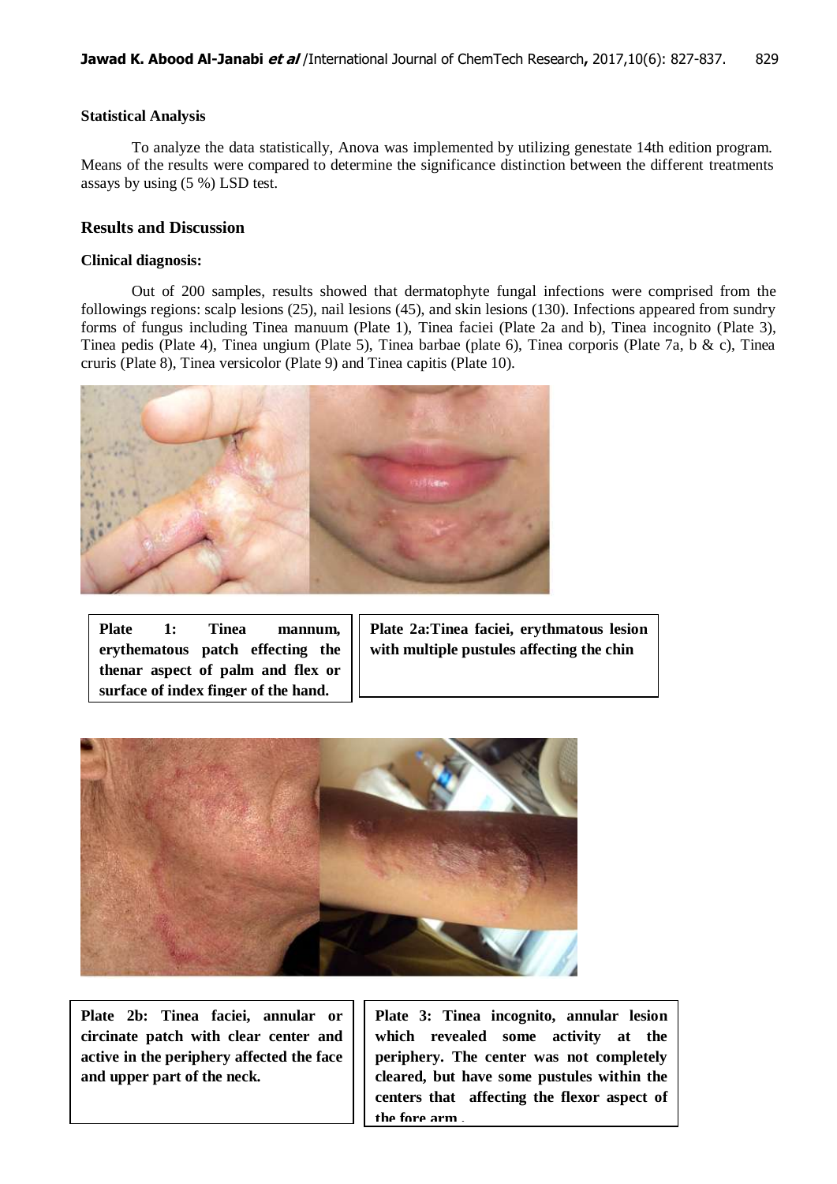### Statistical Analysis

To analyze the data statistically, Anova was implemented by utilizing genestate 14th edition program. Means of the results were compared to determine the significance distinction between the different treatments assays by using (5 %) LSD test.

## Results and Discussion

### Clinical diagnosis:

Out of 200 samples, results showed that dermatophyte fungal infections were comprised from the followings regions: scalp lesions (25), nail lesions (45), and skin lesions (130). Infections appeared from sundry forms of fungus including Tinea manuum (Plate 1), Tinea faciei (Plate 2a and b), Tinea incognito (Plate 3), Tinea pedis (Plate 4), Tinea ungium (Plate 5), Tinea barbae (plate 6), Tinea corporis (Plate 7a, b & c), Tinea cruris (Plate 8), Tinea versicolor (Plate 9) and Tinea capitis (Plate 10).

**Plate 1: Tinea mannum, erythematous patch effecting the thenar aspect of palm and flex or surface of index finger of the hand.**

**Plate 2a:Tinea faciei, erythmatous lesion with multiple pustules affecting the chin**

**Plate 2b: Tinea faciei, annular or circinate patch with clear center and active in the periphery affected the face and upper part of the neck.**

**Plate 3: Tinea incognito, annular lesion which revealed some activity at the periphery. The center was not completely cleared, but have some pustules within the centers that affecting the flexor aspect of the fore arm .**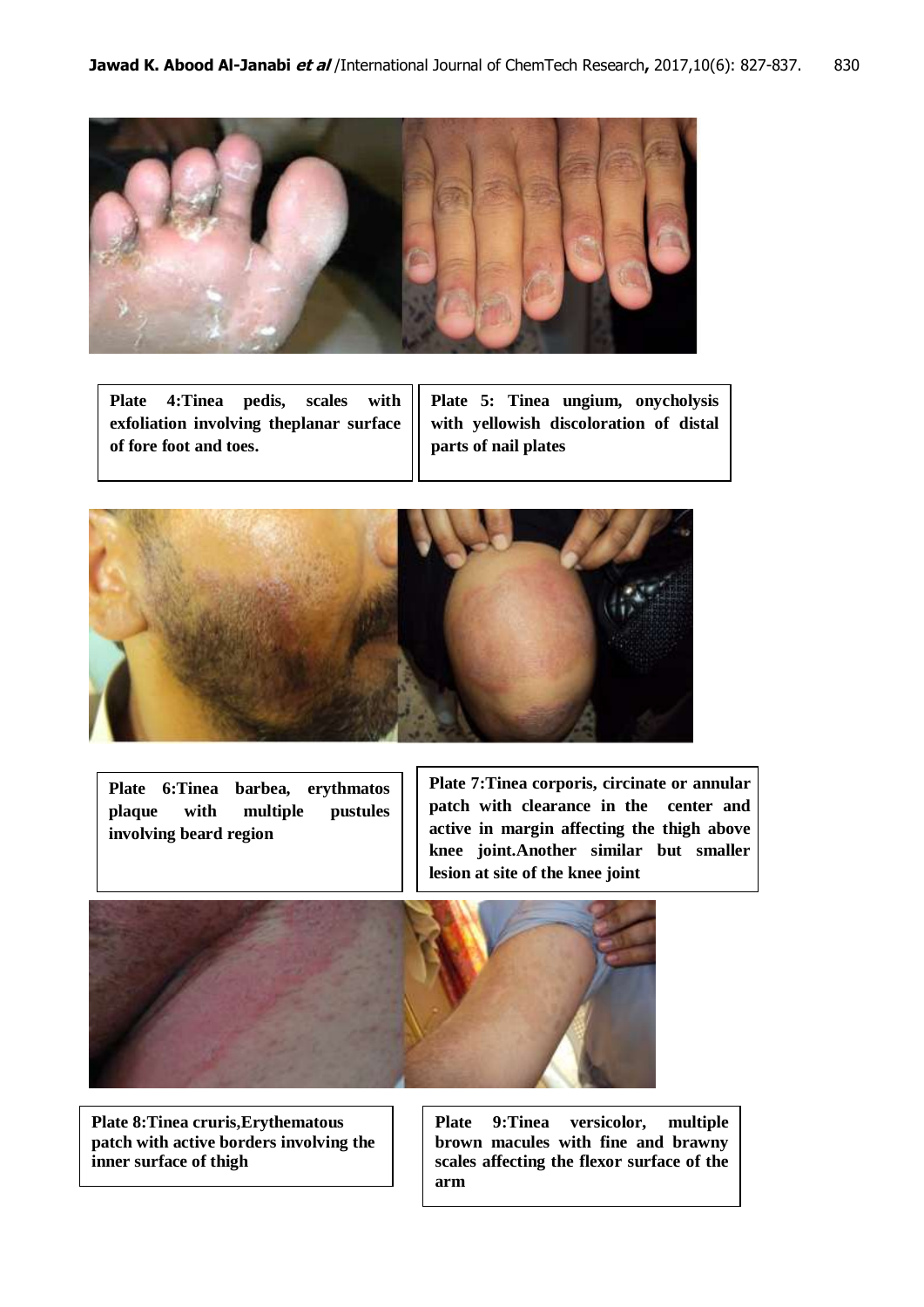**Plate 4:Tinea pedis, scales with exfoliation involving theplanar surface of fore foot and toes.**

**Plate 5: Tinea ungium, onycholysis with yellowish discoloration of distal parts of nail plates**

**Plate 6:Tinea barbea, erythmatos plaque with multiple pustules involving beard region**

**Plate 7:Tinea corporis, circinate or annular patch with clearance in the center and active in margin affecting the thigh above knee joint.Another similar but smaller lesion at site of the knee joint**

**Plate 8:Tinea cruris,Erythematous patch with active borders involving the inner surface of thigh**

**Plate 9:Tinea versicolor, multiple brown macules with fine and brawny scales affecting the flexor surface of the arm**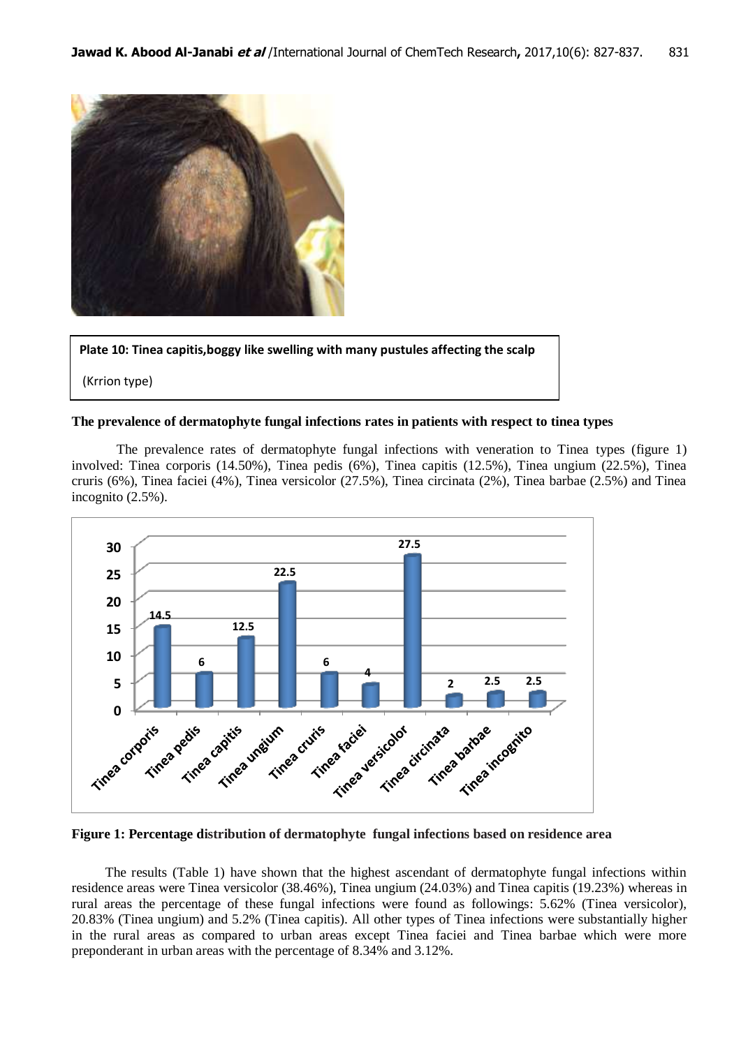Plate 10: Tinea capitis,boggy like swelling with many pustules affecting the scalp

(Krrion type)

**The prevalence of dermatophyte fungal infections rates in patients with respect to tinea types**

The prevalence rates of dermatophyte fungal infections with veneration to Tinea types (figure 1) involved: Tinea corporis (14.50%), Tinea pedis (6%), Tinea capitis (12.5%), Tinea ungium (22.5%), Tinea cruris (6%), Tinea faciei (4%), Tinea versicolor (27.5%), Tinea circinata (2%), Tinea barbae (2.5%) and Tinea incognito (2.5%).

**Figure 1: Percentage distribution of dermatophyte fungal infections based on residence area**

The results (Table 1) have shown that the highest ascendant of dermatophyte fungal infections within residence areas were Tinea versicolor (38.46%), Tinea ungium (24.03%) and Tinea capitis (19.23%) whereas in rural areas the percentage of these fungal infections were found as followings: 5.62% (Tinea versicolor), 20.83% (Tinea ungium) and 5.2% (Tinea capitis). All other types of Tinea infections were substantially higher in the rural areas as compared to urban areas except Tinea faciei and Tinea barbae which were more preponderant in urban areas with the percentage of 8.34% and 3.12%.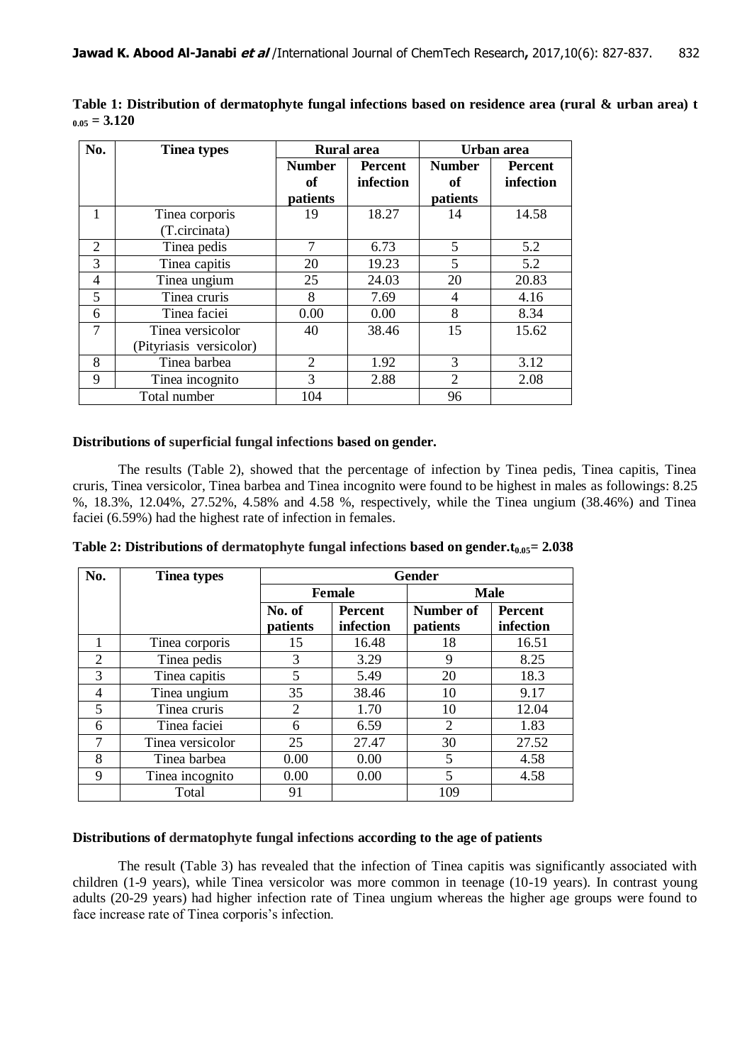**Table 1: Distribution of dermatophyte fungal infections based on residence area (rural & urban area) $t_{0.05} = 3.120$**

| No. | Tinea types | Rural area | | Urban area | |
|---|---|---|---|---|---|
| | | Number of patients | Percent infection | Number of patients | Percent infection |
| 1 | Tinea corporis (T.circinata) | 19 | 18.27 | 14 | 14.58 |
| 2 | Tinea pedis | 7 | 6.73 | 5 | 5.2 |
| 3 | Tinea capitis | 20 | 19.23 | 5 | 5.2 |
| 4 | Tinea ungium | 25 | 24.03 | 20 | 20.83 |
| 5 | Tinea cruris | 8 | 7.69 | 4 | 4.16 |
| 6 | Tinea faciei | 0.00 | 0.00 | 8 | 8.34 |
| 7 | Tinea versicolor (Pityriasis versicolor) | 40 | 38.46 | 15 | 15.62 |
| 8 | Tinea barbea | 2 | 1.92 | 3 | 3.12 |
| 9 | Tinea incognito | 3 | 2.88 | 2 | 2.08 |
| Total number | | 104 | | 96 | |

**Distributions of superficial fungal infections based on gender.**

The results (Table 2), showed that the percentage of infection by Tinea pedis, Tinea capitis, Tinea cruris, Tinea versicolor, Tinea barbea and Tinea incognito were found to be highest in males as followings: 8.25 %, 18.3%, 12.04%, 27.52%, 4.58% and 4.58 %, respectively, while the Tinea ungium (38.46%) and Tinea faciei (6.59%) had the highest rate of infection in females.

**Table 2: Distributions of dermatophyte fungal infections based on gender. $t_{0.05} = 2.038$**

| No. | Tinea types | Gender | | | |
|---|---|---|---|---|---|
| | | Female | | Male | |
| | | No. of patients | Percent infection | Number of patients | Percent infection |
| 1 | Tinea corporis | 15 | 16.48 | 18 | 16.51 |
| 2 | Tinea pedis | 3 | 3.29 | 9 | 8.25 |
| 3 | Tinea capitis | 5 | 5.49 | 20 | 18.3 |
| 4 | Tinea ungium | 35 | 38.46 | 10 | 9.17 |
| 5 | Tinea cruris | 2 | 1.70 | 10 | 12.04 |
| 6 | Tinea faciei | 6 | 6.59 | 2 | 1.83 |
| 7 | Tinea versicolor | 25 | 27.47 | 30 | 27.52 |
| 8 | Tinea barbea | 0.00 | 0.00 | 5 | 4.58 |
| 9 | Tinea incognito | 0.00 | 0.00 | 5 | 4.58 |
| | Total | 91 | | 109 | |

**Distributions of dermatophyte fungal infections according to the age of patients**

The result (Table 3) has revealed that the infection of Tinea capitis was significantly associated with children (1-9 years), while Tinea versicolor was more common in teenage (10-19 years). In contrast young adults (20-29 years) had higher infection rate of Tinea ungium whereas the higher age groups were found to face increase rate of Tinea corporis's infection.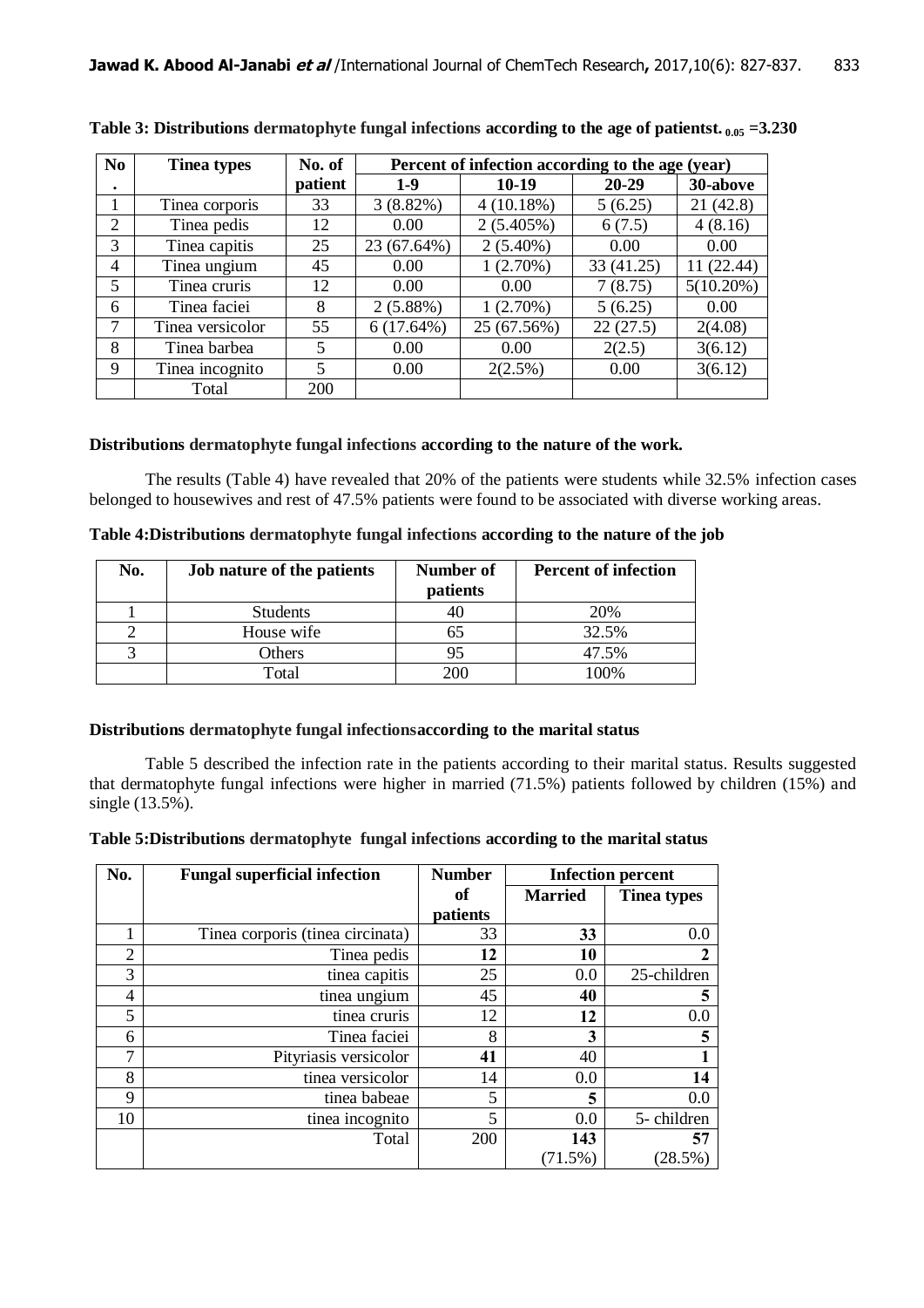**Table 3: Distributions dermatophyte fungal infections according to the age of patientst.** $_{0.05}$ **=3.230**

| No. | Tinea types | No. of patient | Percent of infection according to the age (year) | | | |
|---|---|---|---|---|---|---|
| | | | 1-9 | 10-19 | 20-29 | 30-above |
| 1 | Tinea corporis | 33 | 3 (8.82%) | 4 (10.18%) | 5 (6.25) | 21 (42.8) |
| 2 | Tinea pedis | 12 | 0.00 | 2 (5.405%) | 6 (7.5) | 4 (8.16) |
| 3 | Tinea capitis | 25 | 23 (67.64%) | 2 (5.40%) | 0.00 | 0.00 |
| 4 | Tinea ungium | 45 | 0.00 | 1 (2.70%) | 33 (41.25) | 11 (22.44) |
| 5 | Tinea cruris | 12 | 0.00 | 0.00 | 7 (8.75) | 5(10.20%) |
| 6 | Tinea faciei | 8 | 2 (5.88%) | 1 (2.70%) | 5 (6.25) | 0.00 |
| 7 | Tinea versicolor | 55 | 6 (17.64%) | 25 (67.56%) | 22 (27.5) | 2(4.08) |
| 8 | Tinea barbea | 5 | 0.00 | 0.00 | 2(2.5) | 3(6.12) |
| 9 | Tinea incognito | 5 | 0.00 | 2(2.5%) | 0.00 | 3(6.12) |
| | Total | 200 | | | | |

**Distributions dermatophyte fungal infections according to the nature of the work.**

The results (Table 4) have revealed that 20% of the patients were students while 32.5% infection cases belonged to housewives and rest of 47.5% patients were found to be associated with diverse working areas.

**Table 4:Distributions dermatophyte fungal infections according to the nature of the job**

| No. | Job nature of the patients | Number of patients | Percent of infection |
|---|---|---|---|
| 1 | Students | 40 | 20% |
| 2 | House wife | 65 | 32.5% |
| 3 | Others | 95 | 47.5% |
| | Total | 200 | 100% |

**Distributions dermatophyte fungal infectionsaccording to the marital status**

Table 5 described the infection rate in the patients according to their marital status. Results suggested that dermatophyte fungal infections were higher in married (71.5%) patients followed by children (15%) and single (13.5%).

**Table 5:Distributions dermatophyte fungal infections according to the marital status**

| No. | Fungal superficial infection | Number of patients | Infection percent | |
|---|---|---|---|---|
| | | | Married | Tinea types |
| 1 | Tinea corporis (tinea circinata) | 33 | **33** | 0.0 |
| 2 | Tinea pedis | **12** | **10** | **2** |
| 3 | tinea capitis | 25 | 0.0 | 25-children |
| 4 | tinea ungium | 45 | **40** | **5** |
| 5 | tinea cruris | 12 | **12** | 0.0 |
| 6 | Tinea faciei | 8 | **3** | **5** |
| 7 | Pityriasis versicolor | **41** | 40 | **1** |
| 8 | tinea versicolor | 14 | 0.0 | **14** |
| 9 | tinea babeae | 5 | **5** | 0.0 |
| 10 | tinea incognito | 5 | 0.0 | 5- children |
| | Total | 200 | **143** (71.5%) | **57** (28.5%) |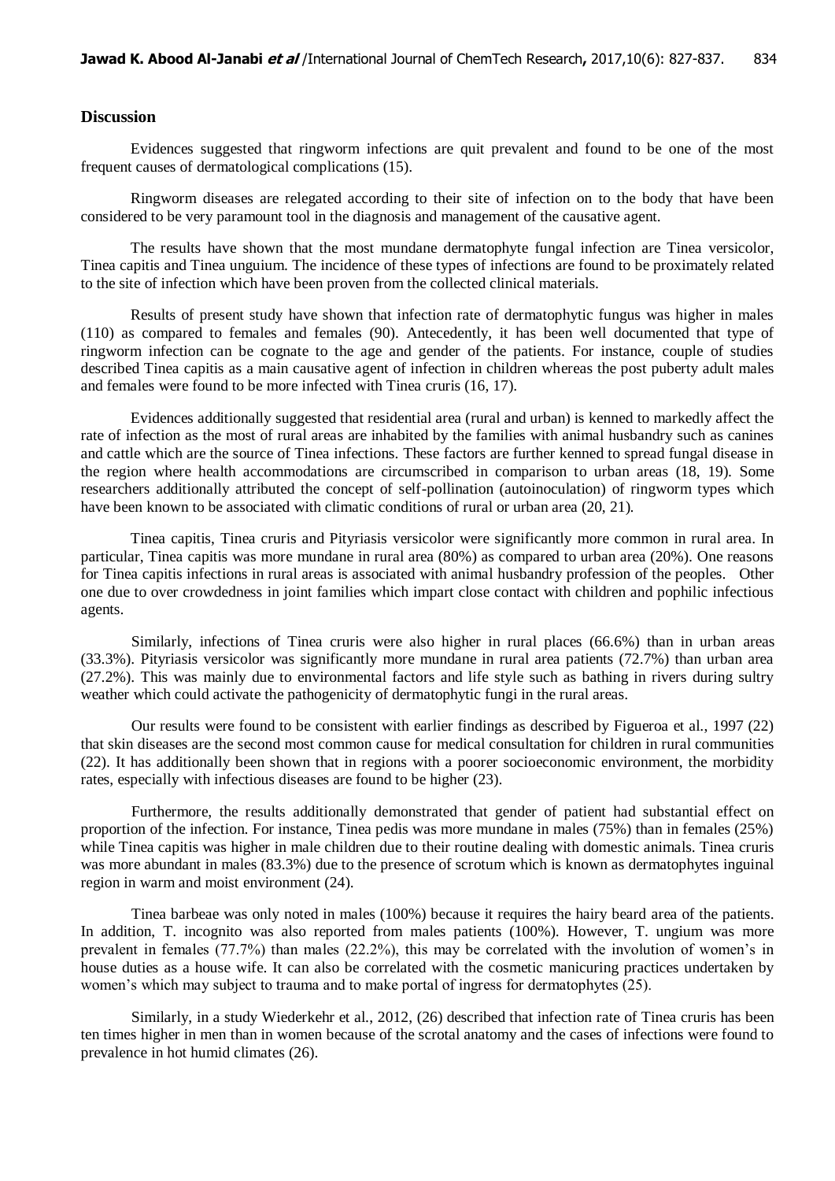## Discussion

Evidences suggested that ringworm infections are quit prevalent and found to be one of the most frequent causes of dermatological complications (15).

Ringworm diseases are relegated according to their site of infection on to the body that have been considered to be very paramount tool in the diagnosis and management of the causative agent.

The results have shown that the most mundane dermatophyte fungal infection are Tinea versicolor, Tinea capitis and Tinea unguium. The incidence of these types of infections are found to be proximately related to the site of infection which have been proven from the collected clinical materials.

Results of present study have shown that infection rate of dermatophytic fungus was higher in males (110) as compared to females and females (90). Antecedently, it has been well documented that type of ringworm infection can be cognate to the age and gender of the patients. For instance, couple of studies described Tinea capitis as a main causative agent of infection in children whereas the post puberty adult males and females were found to be more infected with Tinea cruris (16, 17).

Evidences additionally suggested that residential area (rural and urban) is kenned to markedly affect the rate of infection as the most of rural areas are inhabited by the families with animal husbandry such as canines and cattle which are the source of Tinea infections. These factors are further kenned to spread fungal disease in the region where health accommodations are circumscribed in comparison to urban areas (18, 19). Some researchers additionally attributed the concept of self-pollination (autoinoculation) of ringworm types which have been known to be associated with climatic conditions of rural or urban area (20, 21).

Tinea capitis, Tinea cruris and Pityriasis versicolor were significantly more common in rural area. In particular, Tinea capitis was more mundane in rural area (80%) as compared to urban area (20%). One reasons for Tinea capitis infections in rural areas is associated with animal husbandry profession of the peoples. Other one due to over crowdedness in joint families which impart close contact with children and pophilic infectious agents.

Similarly, infections of Tinea cruris were also higher in rural places (66.6%) than in urban areas (33.3%). Pityriasis versicolor was significantly more mundane in rural area patients (72.7%) than urban area (27.2%). This was mainly due to environmental factors and life style such as bathing in rivers during sultry weather which could activate the pathogenicity of dermatophytic fungi in the rural areas.

Our results were found to be consistent with earlier findings as described by Figueroa et al., 1997 (22) that skin diseases are the second most common cause for medical consultation for children in rural communities (22). It has additionally been shown that in regions with a poorer socioeconomic environment, the morbidity rates, especially with infectious diseases are found to be higher (23).

Furthermore, the results additionally demonstrated that gender of patient had substantial effect on proportion of the infection. For instance, Tinea pedis was more mundane in males (75%) than in females (25%) while Tinea capitis was higher in male children due to their routine dealing with domestic animals. Tinea cruris was more abundant in males (83.3%) due to the presence of scrotum which is known as dermatophytes inguinal region in warm and moist environment (24).

Tinea barbeae was only noted in males (100%) because it requires the hairy beard area of the patients. In addition, T. incognito was also reported from males patients (100%). However, T. ungium was more prevalent in females (77.7%) than males (22.2%), this may be correlated with the involution of women's in house duties as a house wife. It can also be correlated with the cosmetic manicuring practices undertaken by women's which may subject to trauma and to make portal of ingress for dermatophytes (25).

Similarly, in a study Wiederkehr et al., 2012, (26) described that infection rate of Tinea cruris has been ten times higher in men than in women because of the scrotal anatomy and the cases of infections were found to prevalence in hot humid climates (26).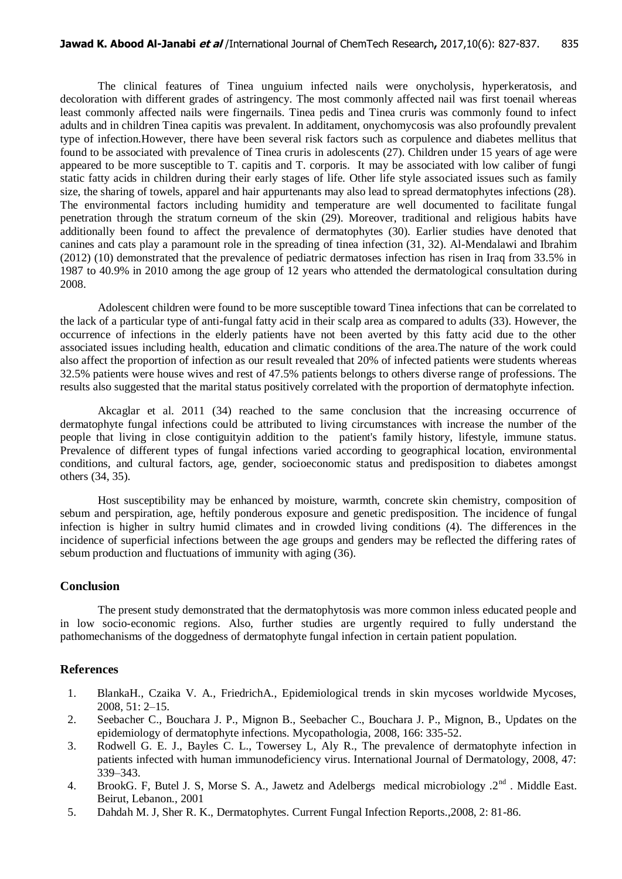The clinical features of Tinea unguium infected nails were onycholysis, hyperkeratosis, and decoloration with different grades of astringency. The most commonly affected nail was first toenail whereas least commonly affected nails were fingernails. Tinea pedis and Tinea cruris was commonly found to infect adults and in children Tinea capitis was prevalent. In additament, onychomycosis was also profoundly prevalent type of infection.However, there have been several risk factors such as corpulence and diabetes mellitus that found to be associated with prevalence of Tinea cruris in adolescents (27). Children under 15 years of age were appeared to be more susceptible to T. capitis and T. corporis. It may be associated with low caliber of fungi static fatty acids in children during their early stages of life. Other life style associated issues such as family size, the sharing of towels, apparel and hair appurtenants may also lead to spread dermatophytes infections (28). The environmental factors including humidity and temperature are well documented to facilitate fungal penetration through the stratum corneum of the skin (29). Moreover, traditional and religious habits have additionally been found to affect the prevalence of dermatophytes (30). Earlier studies have denoted that canines and cats play a paramount role in the spreading of tinea infection (31, 32). Al-Mendalawi and Ibrahim (2012) (10) demonstrated that the prevalence of pediatric dermatoses infection has risen in Iraq from 33.5% in 1987 to 40.9% in 2010 among the age group of 12 years who attended the dermatological consultation during 2008.

Adolescent children were found to be more susceptible toward Tinea infections that can be correlated to the lack of a particular type of anti-fungal fatty acid in their scalp area as compared to adults (33). However, the occurrence of infections in the elderly patients have not been averted by this fatty acid due to the other associated issues including health, education and climatic conditions of the area.The nature of the work could also affect the proportion of infection as our result revealed that 20% of infected patients were students whereas 32.5% patients were house wives and rest of 47.5% patients belongs to others diverse range of professions. The results also suggested that the marital status positively correlated with the proportion of dermatophyte infection.

Akcaglar et al. 2011 (34) reached to the same conclusion that the increasing occurrence of dermatophyte fungal infections could be attributed to living circumstances with increase the number of the people that living in close contiguityin addition to the patient's family history, lifestyle, immune status. Prevalence of different types of fungal infections varied according to geographical location, environmental conditions, and cultural factors, age, gender, socioeconomic status and predisposition to diabetes amongst others (34, 35).

Host susceptibility may be enhanced by moisture, warmth, concrete skin chemistry, composition of sebum and perspiration, age, heftily ponderous exposure and genetic predisposition. The incidence of fungal infection is higher in sultry humid climates and in crowded living conditions (4). The differences in the incidence of superficial infections between the age groups and genders may be reflected the differing rates of sebum production and fluctuations of immunity with aging (36).

## Conclusion

The present study demonstrated that the dermatophytosis was more common inless educated people and in low socio-economic regions. Also, further studies are urgently required to fully understand the pathomechanisms of the doggedness of dermatophyte fungal infection in certain patient population.

## References

1. BlankaH., Czaika V. A., FriedrichA., Epidemiological trends in skin mycoses worldwide Mycoses, 2008, 51: 2–15.
2. Seebacher C., Bouchara J. P., Mignon B., Seebacher C., Bouchara J. P., Mignon, B., Updates on the epidemiology of dermatophyte infections. Mycopathologia, 2008, 166: 335-52.
3. Rodwell G. E. J., Bayles C. L., Towersey L, Aly R., The prevalence of dermatophyte infection in patients infected with human immunodeficiency virus. International Journal of Dermatology, 2008, 47: 339–343.
4. BrookG. F, Butel J. S, Morse S. A., Jawetz and Adelbergs medical microbiology .2nd . Middle East. Beirut, Lebanon., 2001
5. Dahdah M. J, Sher R. K., Dermatophytes. Current Fungal Infection Reports.,2008, 2: 81-86.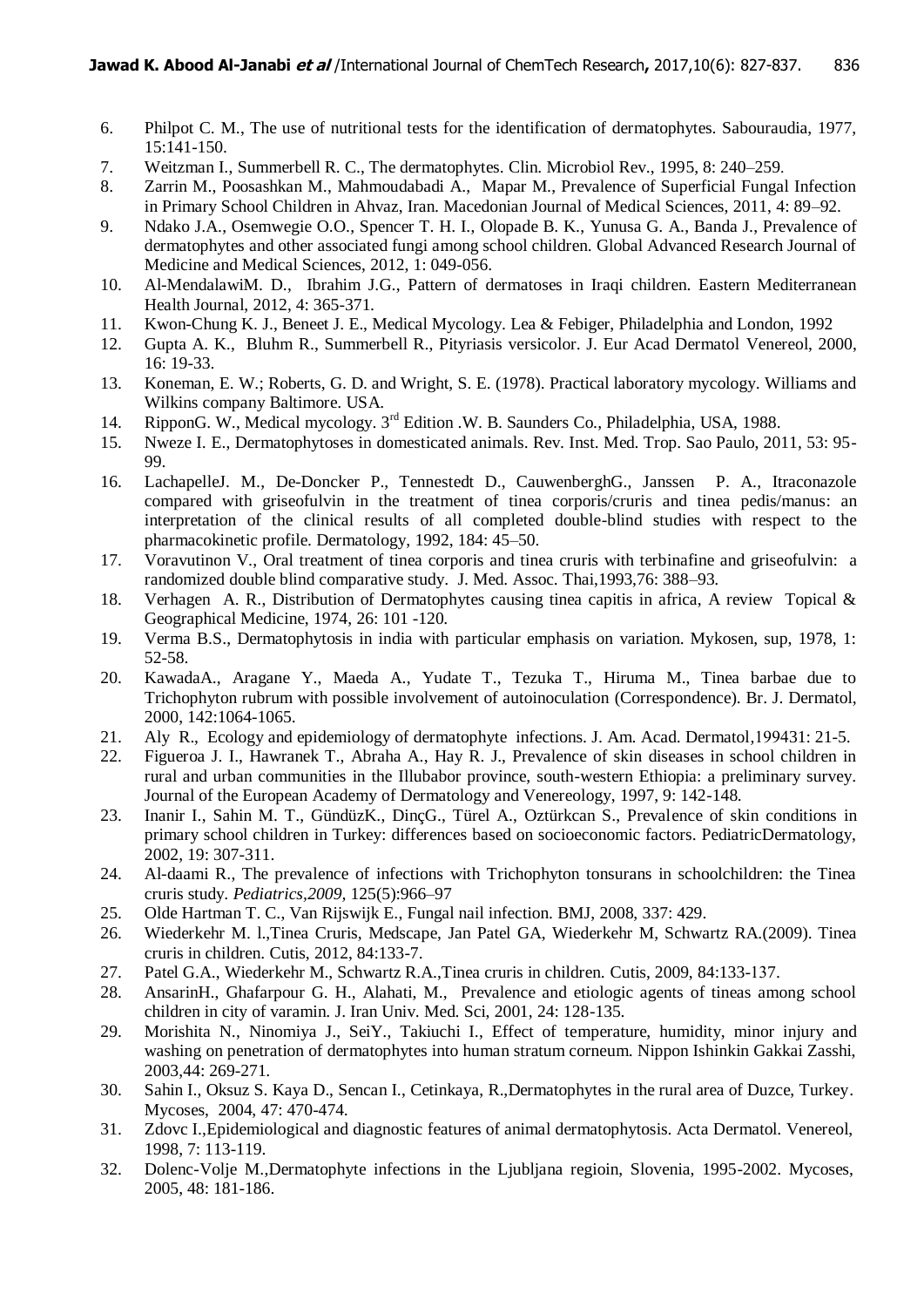6. Philpot C. M., The use of nutritional tests for the identification of dermatophytes. Sabouraudia, 1977, 15:141-150.
7. Weitzman I., Summerbell R. C., The dermatophytes. Clin. Microbiol Rev., 1995, 8: 240–259.
8. Zarrin M., Poosashkan M., Mahmoudabadi A., Mapar M., Prevalence of Superficial Fungal Infection in Primary School Children in Ahvaz, Iran. Macedonian Journal of Medical Sciences, 2011, 4: 89–92.
9. Ndako J.A., Osemwegie O.O., Spencer T. H. I., Olopade B. K., Yunusa G. A., Banda J., Prevalence of dermatophytes and other associated fungi among school children. Global Advanced Research Journal of Medicine and Medical Sciences, 2012, 1: 049-056.
10. Al-MendalawiM. D., Ibrahim J.G., Pattern of dermatoses in Iraqi children. Eastern Mediterranean Health Journal, 2012, 4: 365-371.
11. Kwon-Chung K. J., Beneet J. E., Medical Mycology. Lea & Febiger, Philadelphia and London, 1992
12. Gupta A. K., Bluhm R., Summerbell R., Pityriasis versicolor. J. Eur Acad Dermatol Venereol, 2000, 16: 19-33.
13. Koneman, E. W.; Roberts, G. D. and Wright, S. E. (1978). Practical laboratory mycology. Williams and Wilkins company Baltimore. USA.
14. RipponG. W., Medical mycology. 3rd Edition .W. B. Saunders Co., Philadelphia, USA, 1988.
15. Nweze I. E., Dermatophytoses in domesticated animals. Rev. Inst. Med. Trop. Sao Paulo, 2011, 53: 95-99.
16. LachapelleJ. M., De-Doncker P., Tennestedt D., CauwenberghG., Janssen P. A., Itraconazole compared with griseofulvin in the treatment of tinea corporis/cruris and tinea pedis/manus: an interpretation of the clinical results of all completed double-blind studies with respect to the pharmacokinetic profile. Dermatology, 1992, 184: 45–50.
17. Voravutinon V., Oral treatment of tinea corporis and tinea cruris with terbinafine and griseofulvin: a randomized double blind comparative study. J. Med. Assoc. Thai,1993,76: 388–93.
18. Verhagen A. R., Distribution of Dermatophytes causing tinea capitis in africa, A review Topical & Geographical Medicine, 1974, 26: 101 -120.
19. Verma B.S., Dermatophytosis in india with particular emphasis on variation. Mykosen, sup, 1978, 1: 52-58.
20. KawadaA., Aragane Y., Maeda A., Yudate T., Tezuka T., Hiruma M., Tinea barbae due to Trichophyton rubrum with possible involvement of autoinoculation (Correspondence). Br. J. Dermatol, 2000, 142:1064-1065.
21. Aly R., Ecology and epidemiology of dermatophyte infections. J. Am. Acad. Dermatol,199431: 21-5.
22. Figueroa J. I., Hawranek T., Abraha A., Hay R. J., Prevalence of skin diseases in school children in rural and urban communities in the Illubabor province, south-western Ethiopia: a preliminary survey. Journal of the European Academy of Dermatology and Venereology, 1997, 9: 142-148.
23. Inanir I., Sahin M. T., GündüzK., DinçG., Türel A., Oztürkcan S., Prevalence of skin conditions in primary school children in Turkey: differences based on socioeconomic factors. PediatricDermatology, 2002, 19: 307-311.
24. Al-daami R., The prevalence of infections with Trichophyton tonsurans in schoolchildren: the Tinea cruris study. *Pediatrics,2009,* 125(5):966–97
25. Olde Hartman T. C., Van Rijswijk E., Fungal nail infection. BMJ, 2008, 337: 429.
26. Wiederkehr M. l.,Tinea Cruris, Medscape, Jan Patel GA, Wiederkehr M, Schwartz RA.(2009). Tinea cruris in children. Cutis, 2012, 84:133-7.
27. Patel G.A., Wiederkehr M., Schwartz R.A.,Tinea cruris in children. Cutis, 2009, 84:133-137.
28. AnsarinH., Ghafarpour G. H., Alahati, M., Prevalence and etiologic agents of tineas among school children in city of varamin. J. Iran Univ. Med. Sci, 2001, 24: 128-135.
29. Morishita N., Ninomiya J., SeiY., Takiuchi I., Effect of temperature, humidity, minor injury and washing on penetration of dermatophytes into human stratum corneum. Nippon Ishinkin Gakkai Zasshi, 2003,44: 269-271.
30. Sahin I., Oksuz S. Kaya D., Sencan I., Cetinkaya, R.,Dermatophytes in the rural area of Duzce, Turkey. Mycoses, 2004, 47: 470-474.
31. Zdovc I.,Epidemiological and diagnostic features of animal dermatophytosis. Acta Dermatol. Venereol, 1998, 7: 113-119.
32. Dolenc-Volje M.,Dermatophyte infections in the Ljubljana regioin, Slovenia, 1995-2002. Mycoses, 2005, 48: 181-186.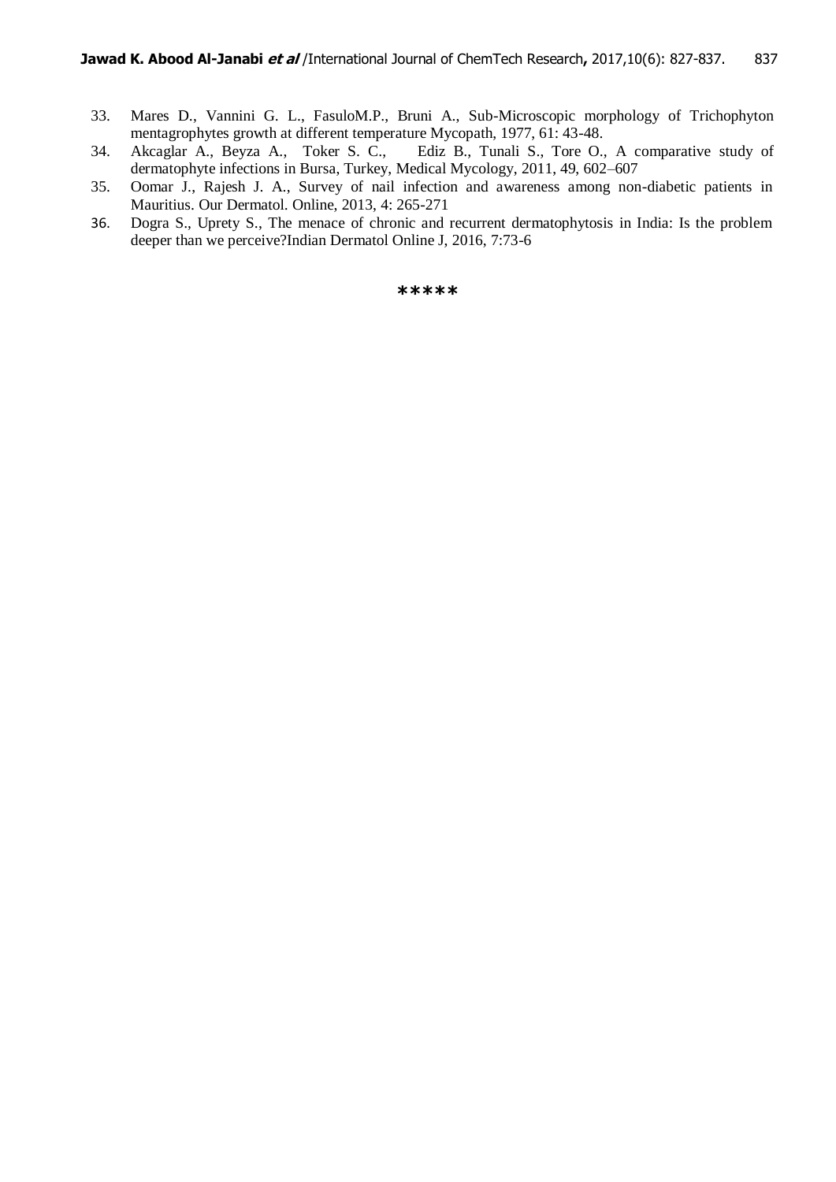33. Mares D., Vannini G. L., FasuloM.P., Bruni A., Sub-Microscopic morphology of Trichophyton mentagrophytes growth at different temperature Mycopath, 1977, 61: 43-48.
34. Akcaglar A., Beyza A., Toker S. C., Ediz B., Tunali S., Tore O., A comparative study of dermatophyte infections in Bursa, Turkey, Medical Mycology, 2011, 49, 602–607
35. Oomar J., Rajesh J. A., Survey of nail infection and awareness among non-diabetic patients in Mauritius. Our Dermatol. Online, 2013, 4: 265-271
36. Dogra S., Uprety S., The menace of chronic and recurrent dermatophytosis in India: Is the problem deeper than we perceive?Indian Dermatol Online J, 2016, 7:73-6

*****